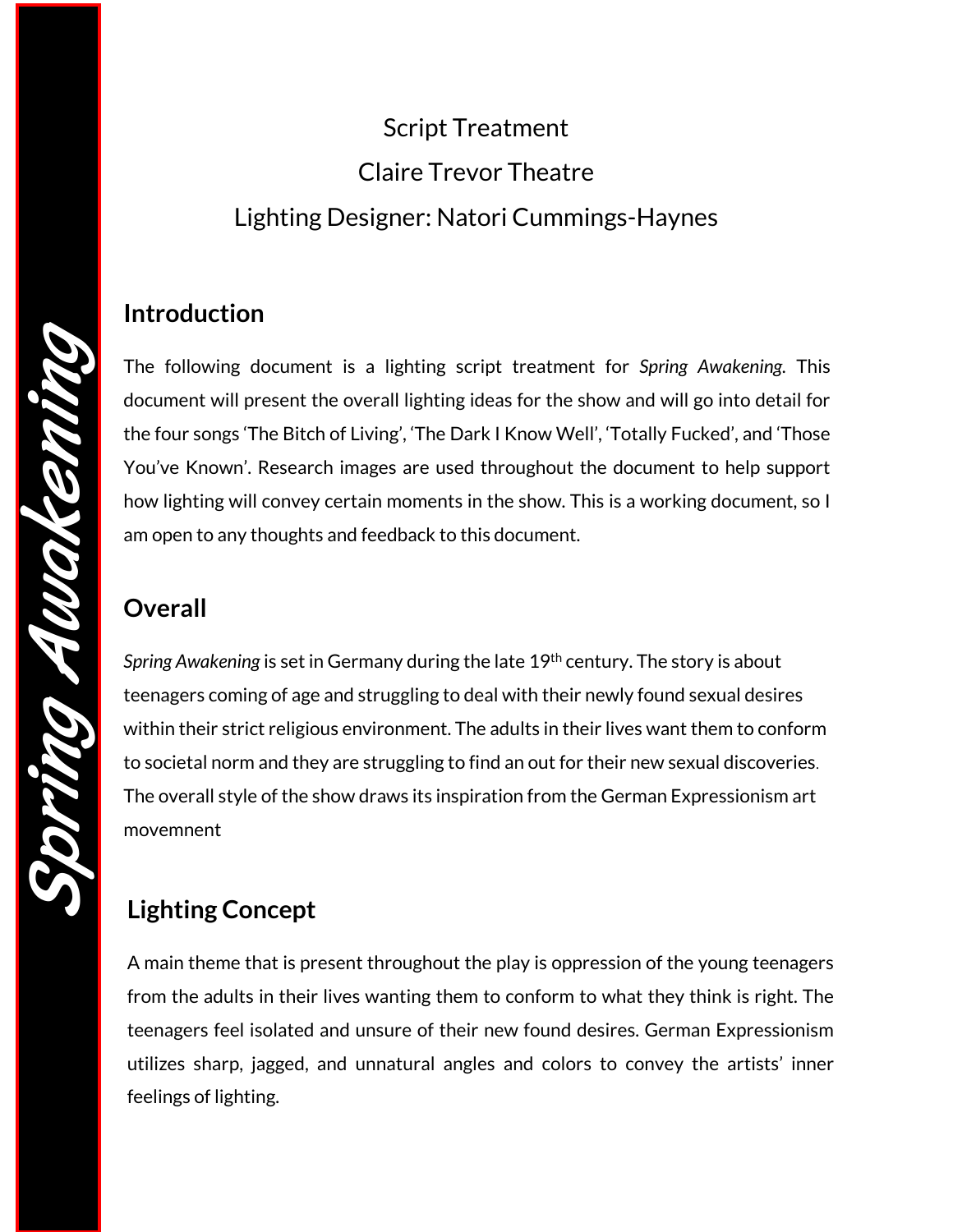Spring Awakening

Script Treatment

Claire Trevor Theatre

Lighting Designer: Natori Cummings-Haynes

## Introduction

The following document is a lighting script treatment for *Spring Awakening*. This document will present the overall lighting ideas for the show and will go into detail for the four songs 'The Bitch of Living', 'The Dark I Know Well', 'Totally Fucked', and 'Those You've Known'. Research images are used throughout the document to help support how lighting will convey certain moments in the show. This is a working document, so I am open to any thoughts and feedback to this document.

## Overall

*Spring Awakening* is set in Germany during the late 19th century. The story is about teenagers coming of age and struggling to deal with their newly found sexual desires within their strict religious environment. The adults in their lives want them to conform to societal norm and they are struggling to find an out for their new sexual discoveries. The overall style of the show draws its inspiration from the German Expressionism art movemnent

## Lighting Concept

A main theme that is present throughout the play is oppression of the young teenagers from the adults in their lives wanting them to conform to what they think is right. The teenagers feel isolated and unsure of their new found desires. German Expressionism utilizes sharp, jagged, and unnatural angles and colors to convey the artists' inner feelings of lighting.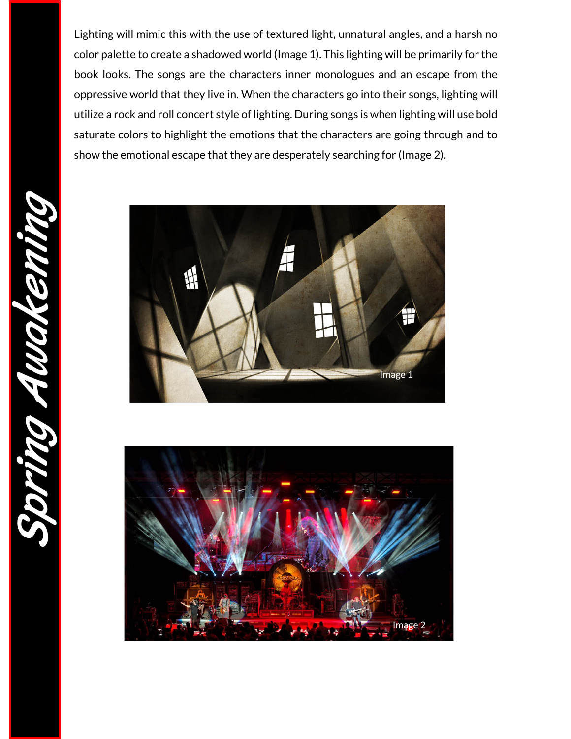Lighting will mimic this with the use of textured light, unnatural angles, and a harsh no color palette to create a shadowed world (Image 1). This lighting will be primarily for the book looks. The songs are the characters inner monologues and an escape from the oppressive world that they live in. When the characters go into their songs, lighting will utilize a rock and roll concert style of lighting. During songs is when lighting will use bold saturate colors to highlight the emotions that the characters are going through and to show the emotional escape that they are desperately searching for (Image 2).

Image 1

Image 2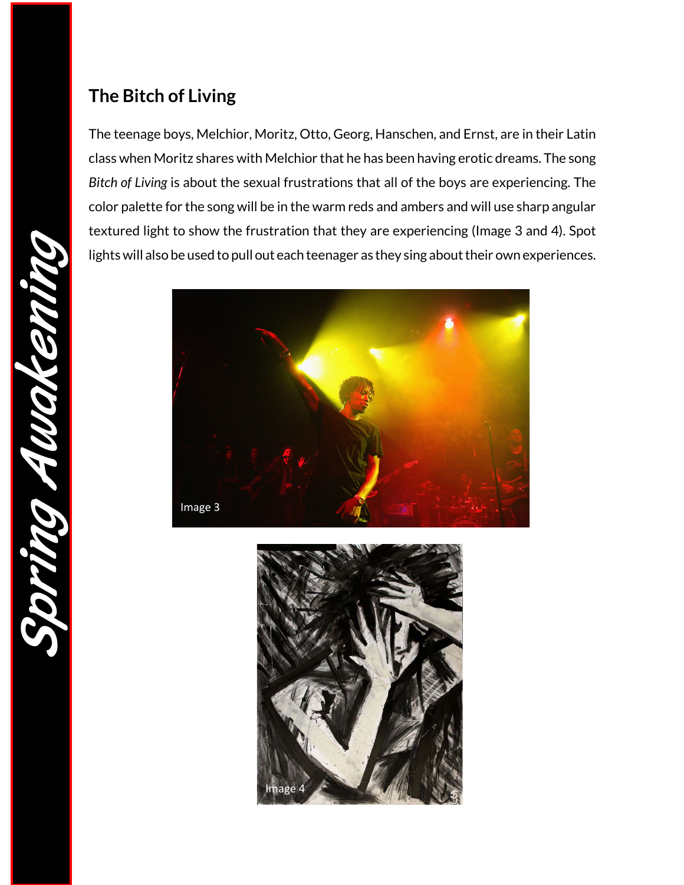## The Bitch of Living

The teenage boys, Melchior, Moritz, Otto, Georg, Hanschen, and Ernst, are in their Latin class when Moritz shares with Melchior that he has been having erotic dreams. The song *Bitch of Living* is about the sexual frustrations that all of the boys are experiencing. The color palette for the song will be in the warm reds and ambers and will use sharp angular textured light to show the frustration that they are experiencing (Image 3 and 4). Spot lights will also be used to pull out each teenager as they sing about their own experiences.

Image 3

Image 4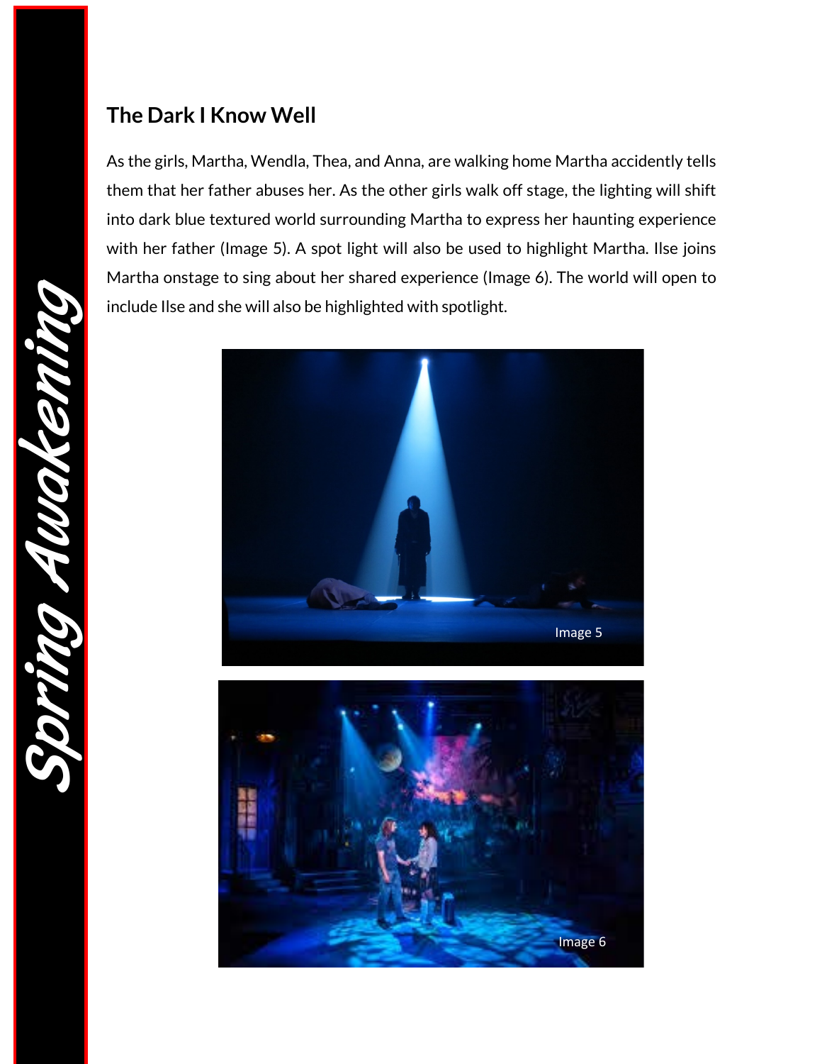## The Dark I Know Well

As the girls, Martha, Wendla, Thea, and Anna, are walking home Martha accidently tells them that her father abuses her. As the other girls walk off stage, the lighting will shift into dark blue textured world surrounding Martha to express her haunting experience with her father (Image 5). A spot light will also be used to highlight Martha. Ilse joins Martha onstage to sing about her shared experience (Image 6). The world will open to include Ilse and she will also be highlighted with spotlight.

Image 5

Image 6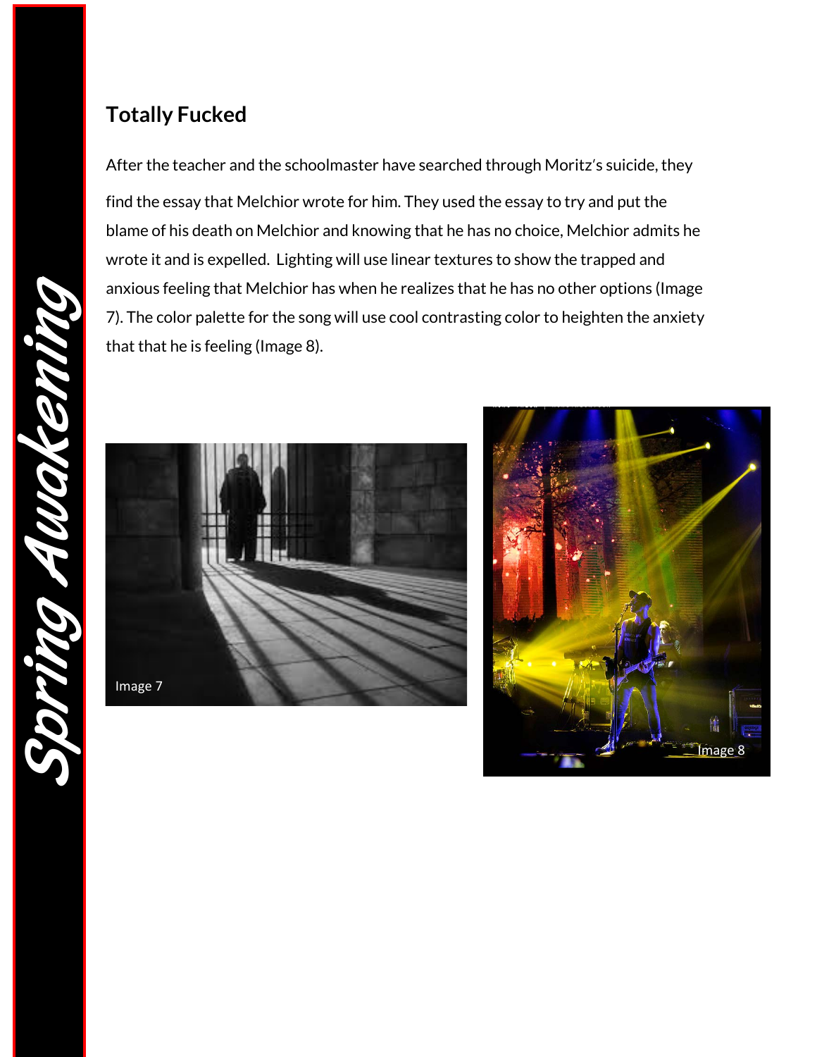## Totally Fucked

After the teacher and the schoolmaster have searched through Moritz's suicide, they find the essay that Melchior wrote for him. They used the essay to try and put the blame of his death on Melchior and knowing that he has no choice, Melchior admits he wrote it and is expelled. Lighting will use linear textures to show the trapped and anxious feeling that Melchior has when he realizes that he has no other options (Image 7). The color palette for the song will use cool contrasting color to heighten the anxiety that that he is feeling (Image 8).

Image 7

Image 8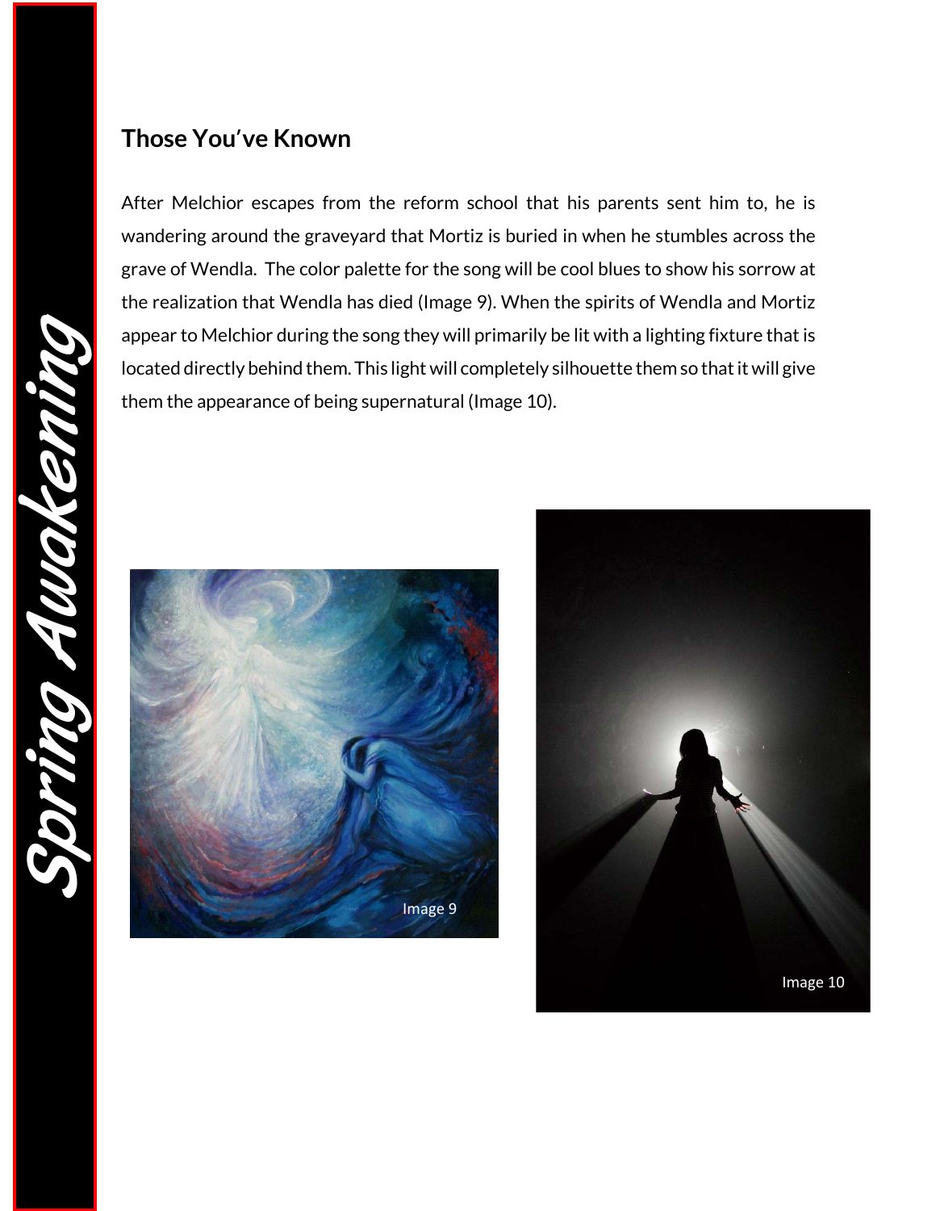## Those You've Known

After Melchior escapes from the reform school that his parents sent him to, he is wandering around the graveyard that Mortiz is buried in when he stumbles across the grave of Wendla. The color palette for the song will be cool blues to show his sorrow at the realization that Wendla has died (Image 9). When the spirits of Wendla and Mortiz appear to Melchior during the song they will primarily be lit with a lighting fixture that is located directly behind them. This light will completely silhouette them so that it will give them the appearance of being supernatural (Image 10).

Image 9

Image 10